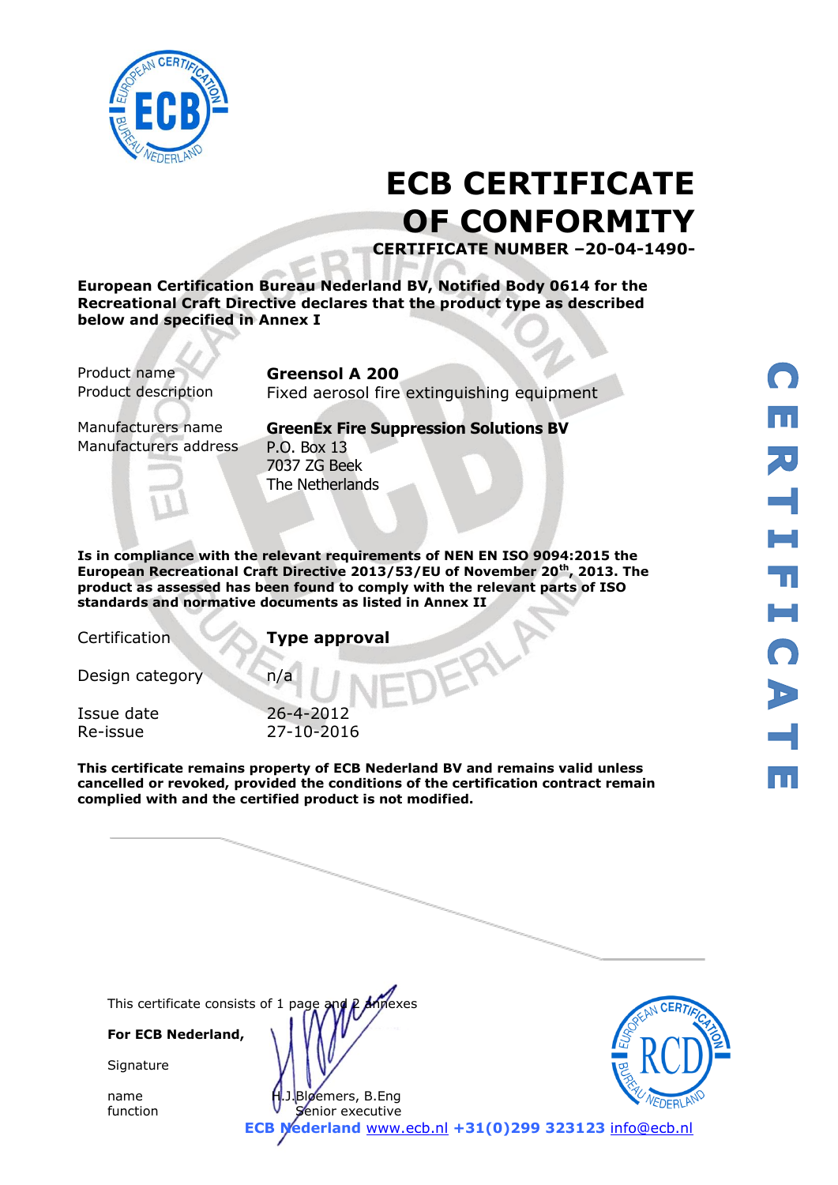# ECB CERTIFICATE OF CONFORMITY

**CERTIFICATE NUMBER –20-04-1490-**

**European Certification Bureau Nederland BV, Notified Body 0614 for the Recreational Craft Directive declares that the product type as described below and specified in Annex I**

| | |
|---|---|
| Product name | **Greensol A 200** |
| Product description | Fixed aerosol fire extinguishing equipment |
| Manufacturers name | **GreenEx Fire Suppression Solutions BV** |
| Manufacturers address | P.O. Box 13<br>7037 ZG Beek<br>The Netherlands |

**Is in compliance with the relevant requirements of NEN EN ISO 9094:2015 the European Recreational Craft Directive 2013/53/EU of November 20th, 2013. The product as assessed has been found to comply with the relevant parts of ISO standards and normative documents as listed in Annex II**

| | |
|---|---|
| Certification | **Type approval** |
| Design category | n/a |
| Issue date | 26-4-2012 |
| Re-issue | 27-10-2016 |

**This certificate remains property of ECB Nederland BV and remains valid unless cancelled or revoked, provided the conditions of the certification contract remain complied with and the certified product is not modified.**

CERTIFICATE

This certificate consists of 1 page and 2 annexes

**For ECB Nederland,**

Signature

name: H.J.Bloemers, B.Eng
function: Senior executive

**ECB Nederland** www.ecb.nl **+31(0)299 323123** info@ecb.nl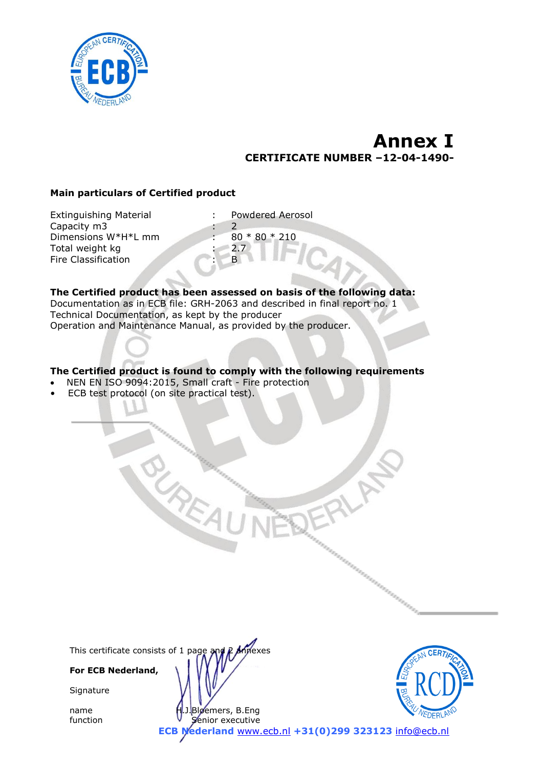# Annex I

**CERTIFICATE NUMBER –12-04-1490-**

**Main particulars of Certified product**

| | | |
|---|---|---|
| Extinguishing Material | : | Powdered Aerosol |
| Capacity m3 | : | 2 |
| Dimensions W*H*L mm | : | 80 * 80 * 210 |
| Total weight kg | : | 2.7 |
| Fire Classification | : | B |

**The Certified product has been assessed on basis of the following data:**
Documentation as in ECB file: GRH-2063 and described in final report no. 1
Technical Documentation, as kept by the producer
Operation and Maintenance Manual, as provided by the producer.

**The Certified product is found to comply with the following requirements**

- NEN EN ISO 9094:2015, Small craft - Fire protection
- ECB test protocol (on site practical test).

This certificate consists of 1 page and 2 annexes

**For ECB Nederland,**

Signature

name H.J.Bloemers, B.Eng
function Senior executive

**ECB Nederland** www.ecb.nl **+31(0)299 323123** info@ecb.nl